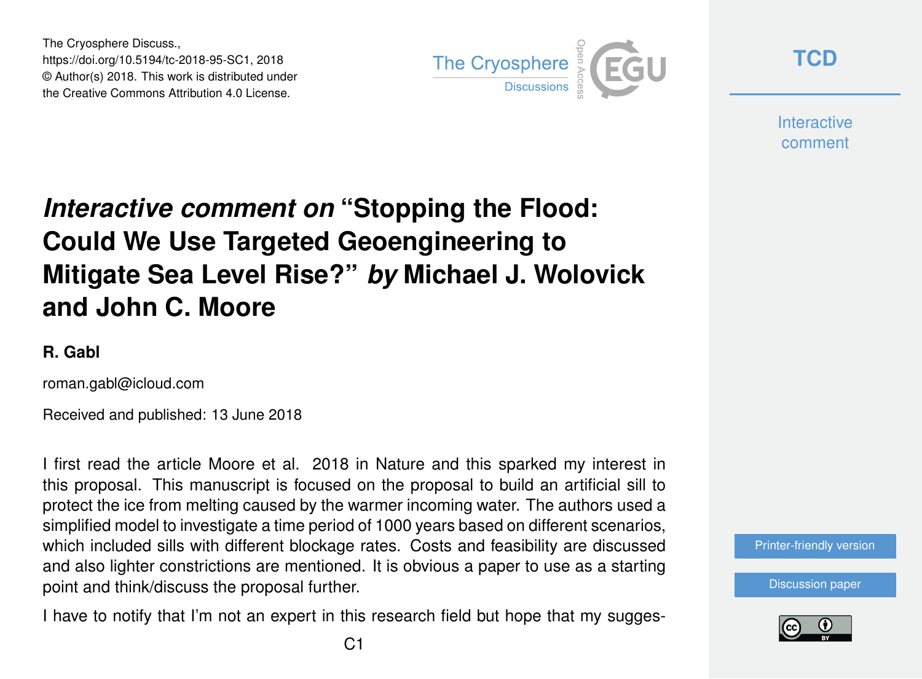The Cryosphere Discuss.,
https://doi.org/10.5194/tc-2018-95-SC1, 2018
© Author(s) 2018. This work is distributed under
the Creative Commons Attribution 4.0 License.

# *Interactive comment on* "Stopping the Flood: Could We Use Targeted Geoengineering to Mitigate Sea Level Rise?" *by* Michael J. Wolovick and John C. Moore

**R. Gabl**

roman.gabl@icloud.com

Received and published: 13 June 2018

I first read the article Moore et al. 2018 in Nature and this sparked my interest in this proposal. This manuscript is focused on the proposal to build an artificial sill to protect the ice from melting caused by the warmer incoming water. The authors used a simplified model to investigate a time period of 1000 years based on different scenarios, which included sills with different blockage rates. Costs and feasibility are discussed and also lighter constrictions are mentioned. It is obvious a paper to use as a starting point and think/discuss the proposal further.

I have to notify that I'm not an expert in this research field but hope that my sugges-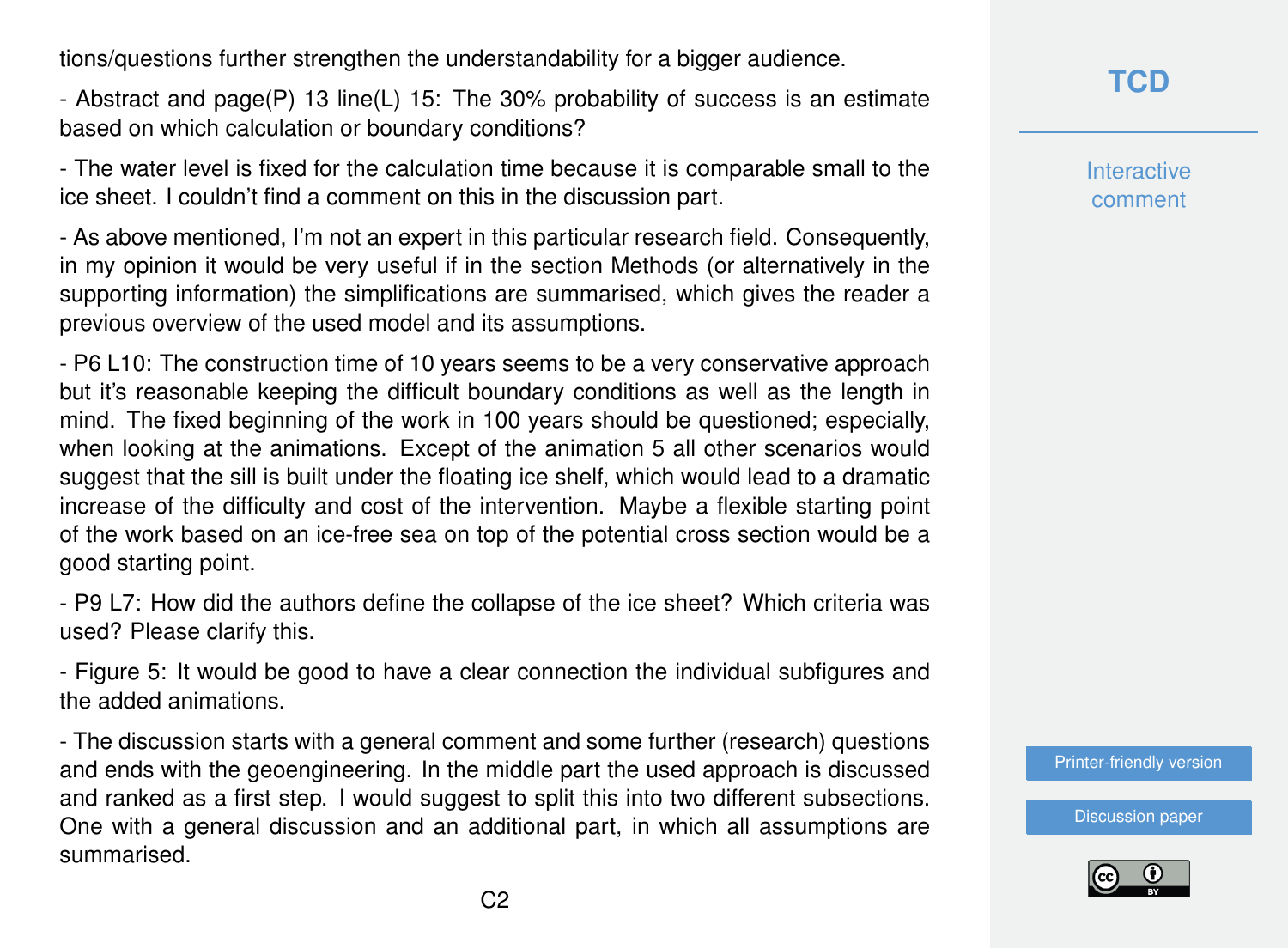tions/questions further strengthen the understandability for a bigger audience.

- Abstract and page(P) 13 line(L) 15: The 30% probability of success is an estimate based on which calculation or boundary conditions?

- The water level is fixed for the calculation time because it is comparable small to the ice sheet. I couldn't find a comment on this in the discussion part.

- As above mentioned, I'm not an expert in this particular research field. Consequently, in my opinion it would be very useful if in the section Methods (or alternatively in the supporting information) the simplifications are summarised, which gives the reader a previous overview of the used model and its assumptions.

- P6 L10: The construction time of 10 years seems to be a very conservative approach but it's reasonable keeping the difficult boundary conditions as well as the length in mind. The fixed beginning of the work in 100 years should be questioned; especially, when looking at the animations. Except of the animation 5 all other scenarios would suggest that the sill is built under the floating ice shelf, which would lead to a dramatic increase of the difficulty and cost of the intervention. Maybe a flexible starting point of the work based on an ice-free sea on top of the potential cross section would be a good starting point.

- P9 L7: How did the authors define the collapse of the ice sheet? Which criteria was used? Please clarify this.

- Figure 5: It would be good to have a clear connection the individual subfigures and the added animations.

- The discussion starts with a general comment and some further (research) questions and ends with the geoengineering. In the middle part the used approach is discussed and ranked as a first step. I would suggest to split this into two different subsections. One with a general discussion and an additional part, in which all assumptions are summarised.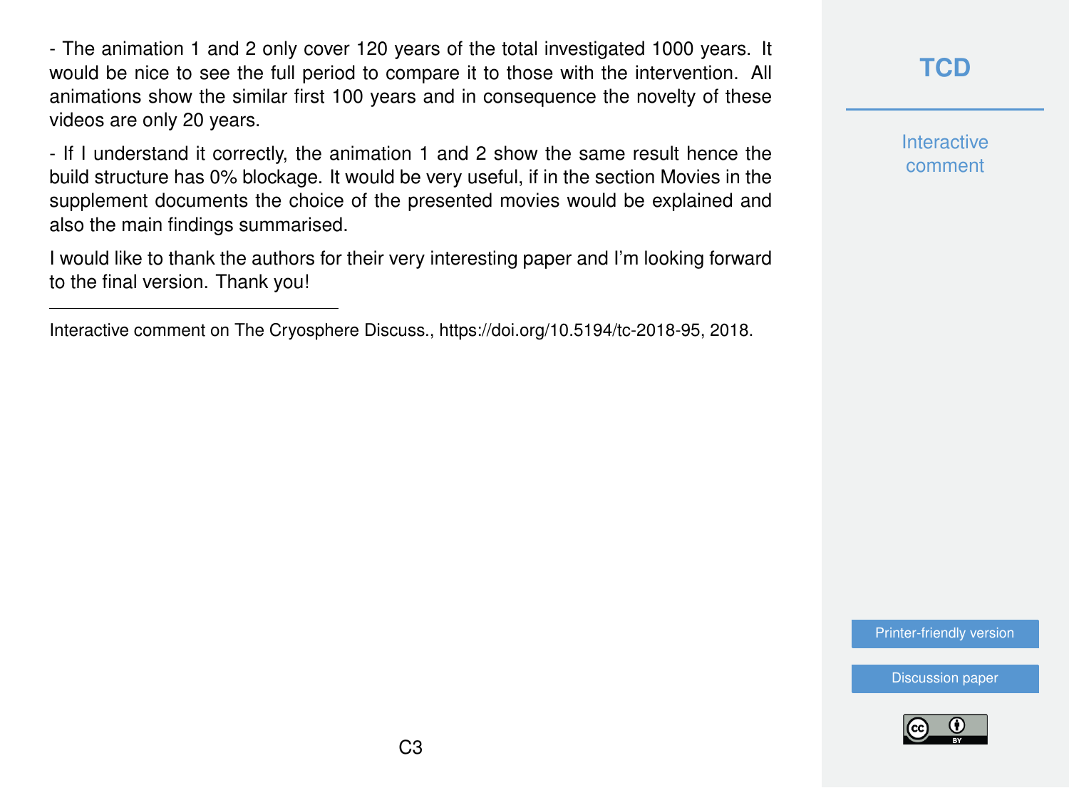- The animation 1 and 2 only cover 120 years of the total investigated 1000 years. It would be nice to see the full period to compare it to those with the intervention. All animations show the similar first 100 years and in consequence the novelty of these videos are only 20 years.

- If I understand it correctly, the animation 1 and 2 show the same result hence the build structure has 0% blockage. It would be very useful, if in the section Movies in the supplement documents the choice of the presented movies would be explained and also the main findings summarised.

I would like to thank the authors for their very interesting paper and I'm looking forward to the final version. Thank you!

---

Interactive comment on The Cryosphere Discuss., https://doi.org/10.5194/tc-2018-95, 2018.